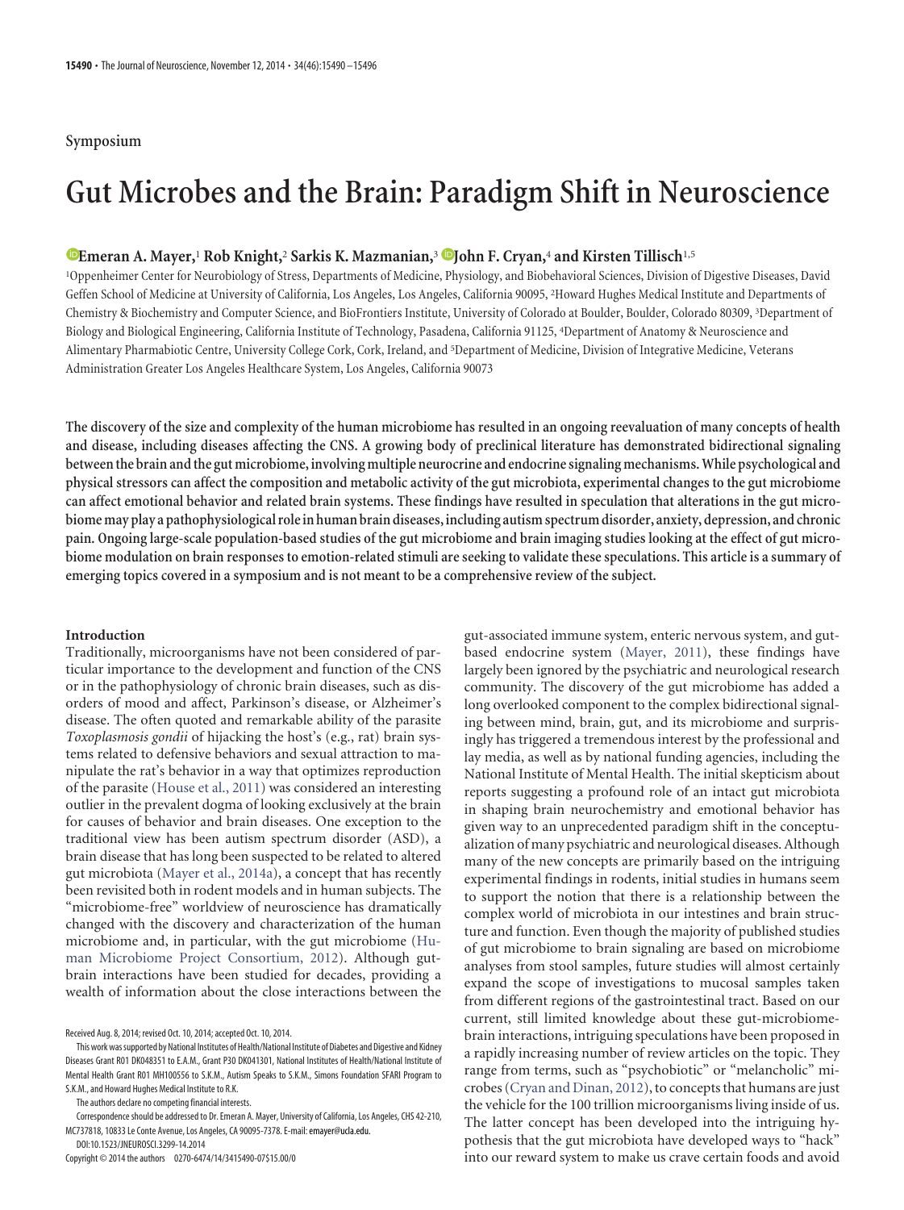Symposium

# Gut Microbes and the Brain: Paradigm Shift in Neuroscience

**Emeran A. Mayer,[1] Rob Knight,[2] Sarkis K. Mazmanian,[3] John F. Cryan,[4] and Kirsten Tillisch[1,5]**

[1]Oppenheimer Center for Neurobiology of Stress, Departments of Medicine, Physiology, and Biobehavioral Sciences, Division of Digestive Diseases, David Geffen School of Medicine at University of California, Los Angeles, Los Angeles, California 90095, [2]Howard Hughes Medical Institute and Departments of Chemistry & Biochemistry and Computer Science, and BioFrontiers Institute, University of Colorado at Boulder, Boulder, Colorado 80309, [3]Department of Biology and Biological Engineering, California Institute of Technology, Pasadena, California 91125, [4]Department of Anatomy & Neuroscience and Alimentary Pharmabiotic Centre, University College Cork, Cork, Ireland, and [5]Department of Medicine, Division of Integrative Medicine, Veterans Administration Greater Los Angeles Healthcare System, Los Angeles, California 90073

**The discovery of the size and complexity of the human microbiome has resulted in an ongoing reevaluation of many concepts of health and disease, including diseases affecting the CNS. A growing body of preclinical literature has demonstrated bidirectional signaling between the brain and the gut microbiome, involving multiple neurocrine and endocrine signaling mechanisms. While psychological and physical stressors can affect the composition and metabolic activity of the gut microbiota, experimental changes to the gut microbiome can affect emotional behavior and related brain systems. These findings have resulted in speculation that alterations in the gut microbiome may play a pathophysiological role in human brain diseases, including autism spectrum disorder, anxiety, depression, and chronic pain. Ongoing large-scale population-based studies of the gut microbiome and brain imaging studies looking at the effect of gut microbiome modulation on brain responses to emotion-related stimuli are seeking to validate these speculations. This article is a summary of emerging topics covered in a symposium and is not meant to be a comprehensive review of the subject.**

## Introduction

Traditionally, microorganisms have not been considered of particular importance to the development and function of the CNS or in the pathophysiology of chronic brain diseases, such as disorders of mood and affect, Parkinson's disease, or Alzheimer's disease. The often quoted and remarkable ability of the parasite *Toxoplasmosis gondii* of hijacking the host's (e.g., rat) brain systems related to defensive behaviors and sexual attraction to manipulate the rat's behavior in a way that optimizes reproduction of the parasite (House et al., 2011) was considered an interesting outlier in the prevalent dogma of looking exclusively at the brain for causes of behavior and brain diseases. One exception to the traditional view has been autism spectrum disorder (ASD), a brain disease that has long been suspected to be related to altered gut microbiota (Mayer et al., 2014a), a concept that has recently been revisited both in rodent models and in human subjects. The "microbiome-free" worldview of neuroscience has dramatically changed with the discovery and characterization of the human microbiome and, in particular, with the gut microbiome (Human Microbiome Project Consortium, 2012). Although gut-brain interactions have been studied for decades, providing a wealth of information about the close interactions between the gut-associated immune system, enteric nervous system, and gut-based endocrine system (Mayer, 2011), these findings have largely been ignored by the psychiatric and neurological research community. The discovery of the gut microbiome has added a long overlooked component to the complex bidirectional signaling between mind, brain, gut, and its microbiome and surprisingly has triggered a tremendous interest by the professional and lay media, as well as by national funding agencies, including the National Institute of Mental Health. The initial skepticism about reports suggesting a profound role of an intact gut microbiota in shaping brain neurochemistry and emotional behavior has given way to an unprecedented paradigm shift in the conceptualization of many psychiatric and neurological diseases. Although many of the new concepts are primarily based on the intriguing experimental findings in rodents, initial studies in humans seem to support the notion that there is a relationship between the complex world of microbiota in our intestines and brain structure and function. Even though the majority of published studies of gut microbiome to brain signaling are based on microbiome analyses from stool samples, future studies will almost certainly expand the scope of investigations to mucosal samples taken from different regions of the gastrointestinal tract. Based on our current, still limited knowledge about these gut-microbiome-brain interactions, intriguing speculations have been proposed in a rapidly increasing number of review articles on the topic. They range from terms, such as "psychobiotic" or "melancholic" microbes (Cryan and Dinan, 2012), to concepts that humans are just the vehicle for the 100 trillion microorganisms living inside of us. The latter concept has been developed into the intriguing hypothesis that the gut microbiota have developed ways to "hack" into our reward system to make us crave certain foods and avoid

Received Aug. 8, 2014; revised Oct. 10, 2014; accepted Oct. 10, 2014.

This work was supported by National Institutes of Health/National Institute of Diabetes and Digestive and Kidney Diseases Grant R01 DK048351 to E.A.M., Grant P30 DK041301, National Institutes of Health/National Institute of Mental Health Grant R01 MH100556 to S.K.M., Autism Speaks to S.K.M., Simons Foundation SFARI Program to S.K.M., and Howard Hughes Medical Institute to R.K.

The authors declare no competing financial interests.

Correspondence should be addressed to Dr. Emeran A. Mayer, University of California, Los Angeles, CHS 42-210, MC737818, 10833 Le Conte Avenue, Los Angeles, CA 90095-7378. E-mail: emayer@ucla.edu.

DOI:10.1523/JNEUROSCI.3299-14.2014

Copyright © 2014 the authors 0270-6474/14/3415490-07$15.00/0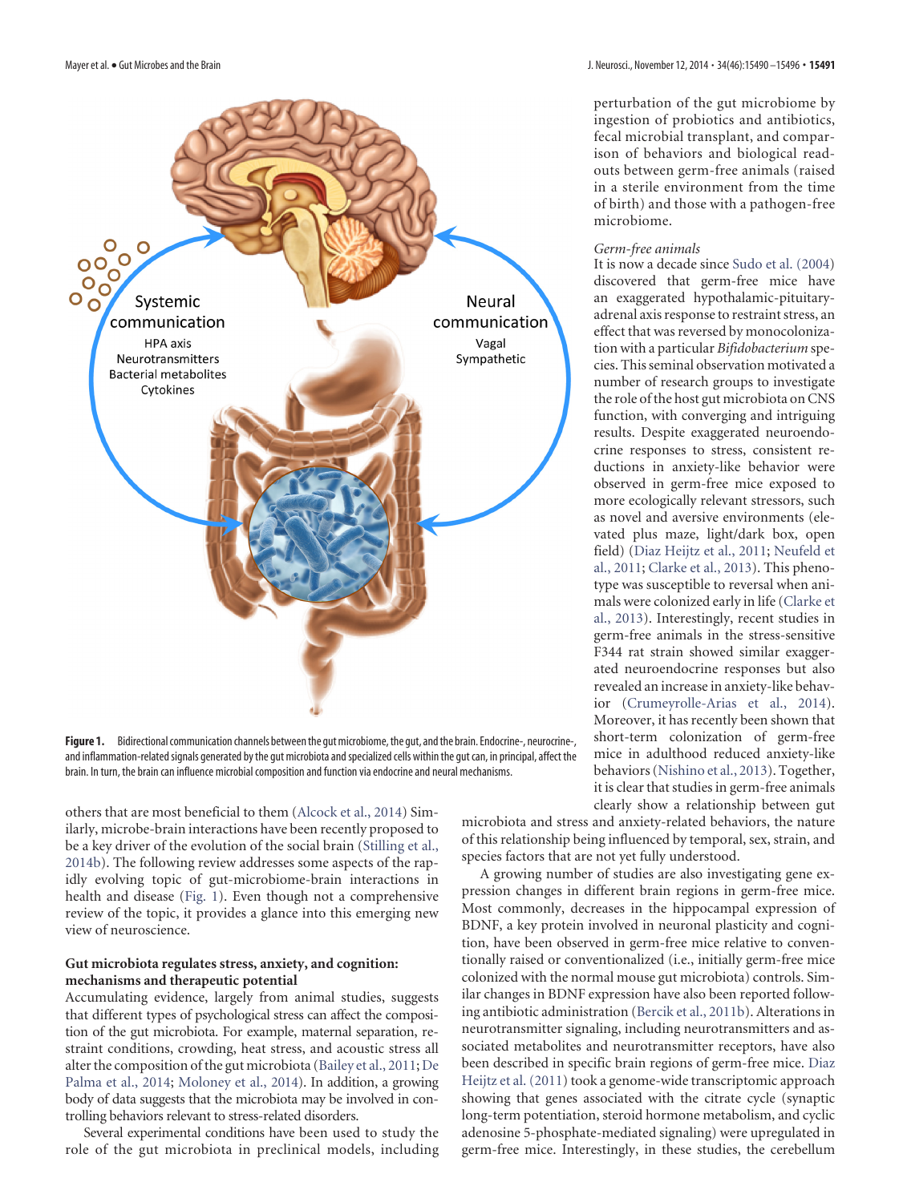Systemic communication

HPA axis

Neurotransmitters

Bacterial metabolites

Cytokines

Neural communication

Vagal

Sympathetic

**Figure 1.** Bidirectional communication channels between the gut microbiome, the gut, and the brain. Endocrine-, neurocrine-, and inflammation-related signals generated by the gut microbiota and specialized cells within the gut can, in principal, affect the brain. In turn, the brain can influence microbial composition and function via endocrine and neural mechanisms.

others that are most beneficial to them (Alcock et al., 2014) Similarly, microbe-brain interactions have been recently proposed to be a key driver of the evolution of the social brain (Stilling et al., 2014b). The following review addresses some aspects of the rapidly evolving topic of gut-microbiome-brain interactions in health and disease (Fig. 1). Even though not a comprehensive review of the topic, it provides a glance into this emerging new view of neuroscience.

### Gut microbiota regulates stress, anxiety, and cognition: mechanisms and therapeutic potential

Accumulating evidence, largely from animal studies, suggests that different types of psychological stress can affect the composition of the gut microbiota. For example, maternal separation, restraint conditions, crowding, heat stress, and acoustic stress all alter the composition of the gut microbiota (Bailey et al., 2011; De Palma et al., 2014; Moloney et al., 2014). In addition, a growing body of data suggests that the microbiota may be involved in controlling behaviors relevant to stress-related disorders.

Several experimental conditions have been used to study the role of the gut microbiota in preclinical models, including perturbation of the gut microbiome by ingestion of probiotics and antibiotics, fecal microbial transplant, and comparison of behaviors and biological readouts between germ-free animals (raised in a sterile environment from the time of birth) and those with a pathogen-free microbiome.

*Germ-free animals*

It is now a decade since Sudo et al. (2004) discovered that germ-free mice have an exaggerated hypothalamic-pituitary-adrenal axis response to restraint stress, an effect that was reversed by monocolonization with a particular *Bifidobacterium* species. This seminal observation motivated a number of research groups to investigate the role of the host gut microbiota on CNS function, with converging and intriguing results. Despite exaggerated neuroendocrine responses to stress, consistent reductions in anxiety-like behavior were observed in germ-free mice exposed to more ecologically relevant stressors, such as novel and aversive environments (elevated plus maze, light/dark box, open field) (Diaz Heijtz et al., 2011; Neufeld et al., 2011; Clarke et al., 2013). This phenotype was susceptible to reversal when animals were colonized early in life (Clarke et al., 2013). Interestingly, recent studies in germ-free animals in the stress-sensitive F344 rat strain showed similar exaggerated neuroendocrine responses but also revealed an increase in anxiety-like behavior (Crumeyrolle-Arias et al., 2014). Moreover, it has recently been shown that short-term colonization of germ-free mice in adulthood reduced anxiety-like behaviors (Nishino et al., 2013). Together, it is clear that studies in germ-free animals clearly show a relationship between gut microbiota and stress and anxiety-related behaviors, the nature of this relationship being influenced by temporal, sex, strain, and species factors that are not yet fully understood.

A growing number of studies are also investigating gene expression changes in different brain regions in germ-free mice. Most commonly, decreases in the hippocampal expression of BDNF, a key protein involved in neuronal plasticity and cognition, have been observed in germ-free mice relative to conventionally raised or conventionalized (i.e., initially germ-free mice colonized with the normal mouse gut microbiota) controls. Similar changes in BDNF expression have also been reported following antibiotic administration (Bercik et al., 2011b). Alterations in neurotransmitter signaling, including neurotransmitters and associated metabolites and neurotransmitter receptors, have also been described in specific brain regions of germ-free mice. Diaz Heijtz et al. (2011) took a genome-wide transcriptomic approach showing that genes associated with the citrate cycle (synaptic long-term potentiation, steroid hormone metabolism, and cyclic adenosine 5-phosphate-mediated signaling) were upregulated in germ-free mice. Interestingly, in these studies, the cerebellum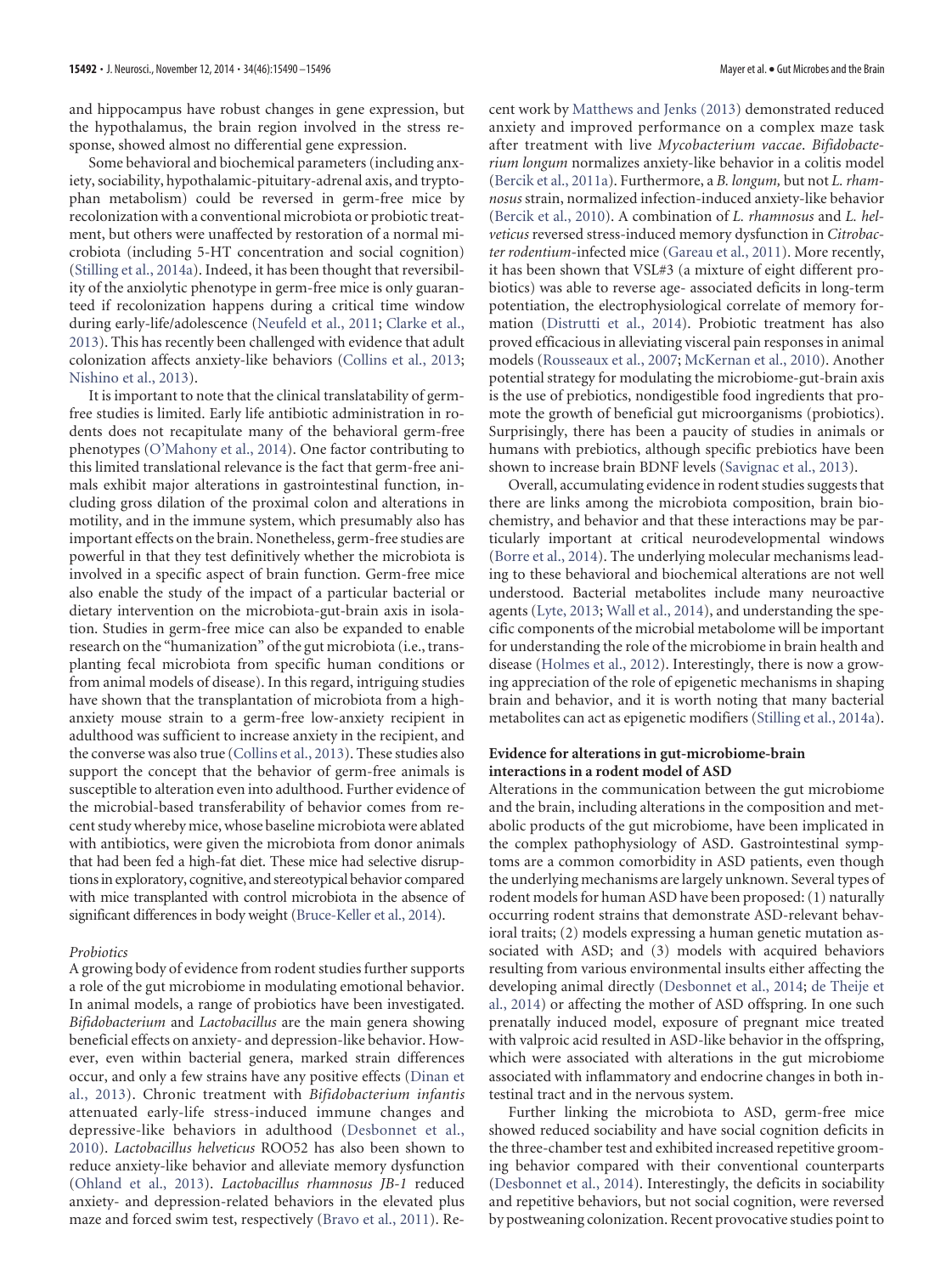and hippocampus have robust changes in gene expression, but the hypothalamus, the brain region involved in the stress response, showed almost no differential gene expression.

Some behavioral and biochemical parameters (including anxiety, sociability, hypothalamic-pituitary-adrenal axis, and tryptophan metabolism) could be reversed in germ-free mice by recolonization with a conventional microbiota or probiotic treatment, but others were unaffected by restoration of a normal microbiota (including 5-HT concentration and social cognition) (Stilling et al., 2014a). Indeed, it has been thought that reversibility of the anxiolytic phenotype in germ-free mice is only guaranteed if recolonization happens during a critical time window during early-life/adolescence (Neufeld et al., 2011; Clarke et al., 2013). This has recently been challenged with evidence that adult colonization affects anxiety-like behaviors (Collins et al., 2013; Nishino et al., 2013).

It is important to note that the clinical translatability of germ-free studies is limited. Early life antibiotic administration in rodents does not recapitulate many of the behavioral germ-free phenotypes (O'Mahony et al., 2014). One factor contributing to this limited translational relevance is the fact that germ-free animals exhibit major alterations in gastrointestinal function, including gross dilation of the proximal colon and alterations in motility, and in the immune system, which presumably also has important effects on the brain. Nonetheless, germ-free studies are powerful in that they test definitively whether the microbiota is involved in a specific aspect of brain function. Germ-free mice also enable the study of the impact of a particular bacterial or dietary intervention on the microbiota-gut-brain axis in isolation. Studies in germ-free mice can also be expanded to enable research on the "humanization" of the gut microbiota (i.e., transplanting fecal microbiota from specific human conditions or from animal models of disease). In this regard, intriguing studies have shown that the transplantation of microbiota from a high-anxiety mouse strain to a germ-free low-anxiety recipient in adulthood was sufficient to increase anxiety in the recipient, and the converse was also true (Collins et al., 2013). These studies also support the concept that the behavior of germ-free animals is susceptible to alteration even into adulthood. Further evidence of the microbial-based transferability of behavior comes from recent study whereby mice, whose baseline microbiota were ablated with antibiotics, were given the microbiota from donor animals that had been fed a high-fat diet. These mice had selective disruptions in exploratory, cognitive, and stereotypical behavior compared with mice transplanted with control microbiota in the absence of significant differences in body weight (Bruce-Keller et al., 2014).

*Probiotics*

A growing body of evidence from rodent studies further supports a role of the gut microbiome in modulating emotional behavior. In animal models, a range of probiotics have been investigated. *Bifidobacterium* and *Lactobacillus* are the main genera showing beneficial effects on anxiety- and depression-like behavior. However, even within bacterial genera, marked strain differences occur, and only a few strains have any positive effects (Dinan et al., 2013). Chronic treatment with *Bifidobacterium infantis* attenuated early-life stress-induced immune changes and depressive-like behaviors in adulthood (Desbonnet et al., 2010). *Lactobacillus helveticus* ROO52 has also been shown to reduce anxiety-like behavior and alleviate memory dysfunction (Ohland et al., 2013). *Lactobacillus rhamnosus JB-1* reduced anxiety- and depression-related behaviors in the elevated plus maze and forced swim test, respectively (Bravo et al., 2011). Recent work by Matthews and Jenks (2013) demonstrated reduced anxiety and improved performance on a complex maze task after treatment with live *Mycobacterium vaccae*. *Bifidobacterium longum* normalizes anxiety-like behavior in a colitis model (Bercik et al., 2011a). Furthermore, a *B. longum,* but not *L. rhamnosus* strain, normalized infection-induced anxiety-like behavior (Bercik et al., 2010). A combination of *L. rhamnosus* and *L. helveticus* reversed stress-induced memory dysfunction in *Citrobacter rodentium*-infected mice (Gareau et al., 2011). More recently, it has been shown that VSL#3 (a mixture of eight different probiotics) was able to reverse age- associated deficits in long-term potentiation, the electrophysiological correlate of memory formation (Distrutti et al., 2014). Probiotic treatment has also proved efficacious in alleviating visceral pain responses in animal models (Rousseaux et al., 2007; McKernan et al., 2010). Another potential strategy for modulating the microbiome-gut-brain axis is the use of prebiotics, nondigestible food ingredients that promote the growth of beneficial gut microorganisms (probiotics). Surprisingly, there has been a paucity of studies in animals or humans with prebiotics, although specific prebiotics have been shown to increase brain BDNF levels (Savignac et al., 2013).

Overall, accumulating evidence in rodent studies suggests that there are links among the microbiota composition, brain biochemistry, and behavior and that these interactions may be particularly important at critical neurodevelopmental windows (Borre et al., 2014). The underlying molecular mechanisms leading to these behavioral and biochemical alterations are not well understood. Bacterial metabolites include many neuroactive agents (Lyte, 2013; Wall et al., 2014), and understanding the specific components of the microbial metabolome will be important for understanding the role of the microbiome in brain health and disease (Holmes et al., 2012). Interestingly, there is now a growing appreciation of the role of epigenetic mechanisms in shaping brain and behavior, and it is worth noting that many bacterial metabolites can act as epigenetic modifiers (Stilling et al., 2014a).

**Evidence for alterations in gut-microbiome-brain interactions in a rodent model of ASD**

Alterations in the communication between the gut microbiome and the brain, including alterations in the composition and metabolic products of the gut microbiome, have been implicated in the complex pathophysiology of ASD. Gastrointestinal symptoms are a common comorbidity in ASD patients, even though the underlying mechanisms are largely unknown. Several types of rodent models for human ASD have been proposed: (1) naturally occurring rodent strains that demonstrate ASD-relevant behavioral traits; (2) models expressing a human genetic mutation associated with ASD; and (3) models with acquired behaviors resulting from various environmental insults either affecting the developing animal directly (Desbonnet et al., 2014; de Theije et al., 2014) or affecting the mother of ASD offspring. In one such prenatally induced model, exposure of pregnant mice treated with valproic acid resulted in ASD-like behavior in the offspring, which were associated with alterations in the gut microbiome associated with inflammatory and endocrine changes in both intestinal tract and in the nervous system.

Further linking the microbiota to ASD, germ-free mice showed reduced sociability and have social cognition deficits in the three-chamber test and exhibited increased repetitive grooming behavior compared with their conventional counterparts (Desbonnet et al., 2014). Interestingly, the deficits in sociability and repetitive behaviors, but not social cognition, were reversed by postweaning colonization. Recent provocative studies point to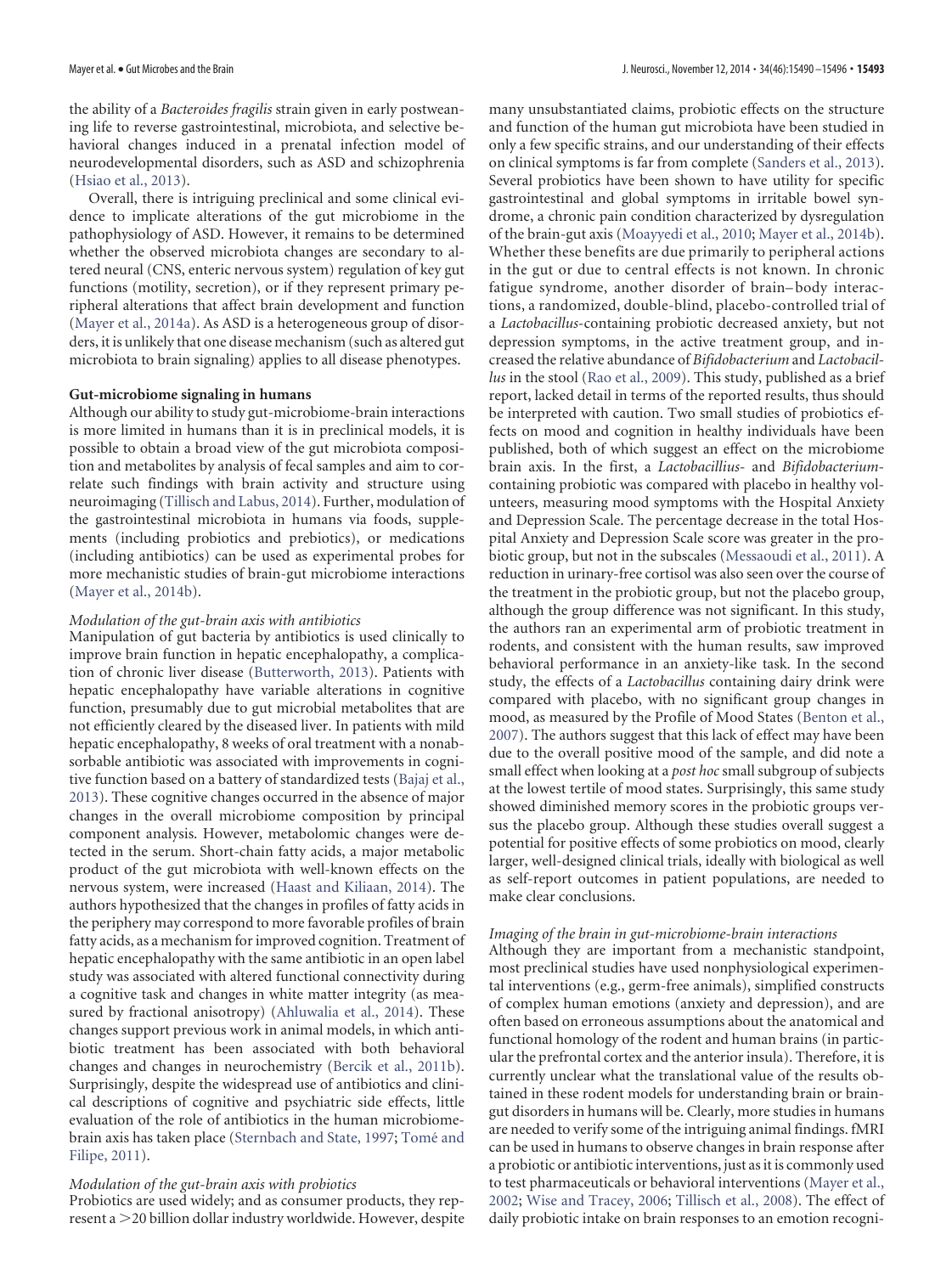the ability of a *Bacteroides fragilis* strain given in early postweaning life to reverse gastrointestinal, microbiota, and selective behavioral changes induced in a prenatal infection model of neurodevelopmental disorders, such as ASD and schizophrenia (Hsiao et al., 2013).

Overall, there is intriguing preclinical and some clinical evidence to implicate alterations of the gut microbiome in the pathophysiology of ASD. However, it remains to be determined whether the observed microbiota changes are secondary to altered neural (CNS, enteric nervous system) regulation of key gut functions (motility, secretion), or if they represent primary peripheral alterations that affect brain development and function (Mayer et al., 2014a). As ASD is a heterogeneous group of disorders, it is unlikely that one disease mechanism (such as altered gut microbiota to brain signaling) applies to all disease phenotypes.

### Gut-microbiome signaling in humans

Although our ability to study gut-microbiome-brain interactions is more limited in humans than it is in preclinical models, it is possible to obtain a broad view of the gut microbiota composition and metabolites by analysis of fecal samples and aim to correlate such findings with brain activity and structure using neuroimaging (Tillisch and Labus, 2014). Further, modulation of the gastrointestinal microbiota in humans via foods, supplements (including probiotics and prebiotics), or medications (including antibiotics) can be used as experimental probes for more mechanistic studies of brain-gut microbiome interactions (Mayer et al., 2014b).

#### *Modulation of the gut-brain axis with antibiotics*

Manipulation of gut bacteria by antibiotics is used clinically to improve brain function in hepatic encephalopathy, a complication of chronic liver disease (Butterworth, 2013). Patients with hepatic encephalopathy have variable alterations in cognitive function, presumably due to gut microbial metabolites that are not efficiently cleared by the diseased liver. In patients with mild hepatic encephalopathy, 8 weeks of oral treatment with a nonabsorbable antibiotic was associated with improvements in cognitive function based on a battery of standardized tests (Bajaj et al., 2013). These cognitive changes occurred in the absence of major changes in the overall microbiome composition by principal component analysis. However, metabolomic changes were detected in the serum. Short-chain fatty acids, a major metabolic product of the gut microbiota with well-known effects on the nervous system, were increased (Haast and Kiliaan, 2014). The authors hypothesized that the changes in profiles of fatty acids in the periphery may correspond to more favorable profiles of brain fatty acids, as a mechanism for improved cognition. Treatment of hepatic encephalopathy with the same antibiotic in an open label study was associated with altered functional connectivity during a cognitive task and changes in white matter integrity (as measured by fractional anisotropy) (Ahluwalia et al., 2014). These changes support previous work in animal models, in which antibiotic treatment has been associated with both behavioral changes and changes in neurochemistry (Bercik et al., 2011b). Surprisingly, despite the widespread use of antibiotics and clinical descriptions of cognitive and psychiatric side effects, little evaluation of the role of antibiotics in the human microbiome-brain axis has taken place (Sternbach and State, 1997; Tomé and Filipe, 2011).

#### *Modulation of the gut-brain axis with probiotics*

Probiotics are used widely; and as consumer products, they represent a >20 billion dollar industry worldwide. However, despite many unsubstantiated claims, probiotic effects on the structure and function of the human gut microbiota have been studied in only a few specific strains, and our understanding of their effects on clinical symptoms is far from complete (Sanders et al., 2013). Several probiotics have been shown to have utility for specific gastrointestinal and global symptoms in irritable bowel syndrome, a chronic pain condition characterized by dysregulation of the brain-gut axis (Moayyedi et al., 2010; Mayer et al., 2014b). Whether these benefits are due primarily to peripheral actions in the gut or due to central effects is not known. In chronic fatigue syndrome, another disorder of brain–body interactions, a randomized, double-blind, placebo-controlled trial of a *Lactobacillus*-containing probiotic decreased anxiety, but not depression symptoms, in the active treatment group, and increased the relative abundance of *Bifidobacterium* and *Lactobacillus* in the stool (Rao et al., 2009). This study, published as a brief report, lacked detail in terms of the reported results, thus should be interpreted with caution. Two small studies of probiotics effects on mood and cognition in healthy individuals have been published, both of which suggest an effect on the microbiome brain axis. In the first, a *Lactobacillius*- and *Bifidobacterium*-containing probiotic was compared with placebo in healthy volunteers, measuring mood symptoms with the Hospital Anxiety and Depression Scale. The percentage decrease in the total Hospital Anxiety and Depression Scale score was greater in the probiotic group, but not in the subscales (Messaoudi et al., 2011). A reduction in urinary-free cortisol was also seen over the course of the treatment in the probiotic group, but not the placebo group, although the group difference was not significant. In this study, the authors ran an experimental arm of probiotic treatment in rodents, and consistent with the human results, saw improved behavioral performance in an anxiety-like task. In the second study, the effects of a *Lactobacillus* containing dairy drink were compared with placebo, with no significant group changes in mood, as measured by the Profile of Mood States (Benton et al., 2007). The authors suggest that this lack of effect may have been due to the overall positive mood of the sample, and did note a small effect when looking at a *post hoc* small subgroup of subjects at the lowest tertile of mood states. Surprisingly, this same study showed diminished memory scores in the probiotic groups versus the placebo group. Although these studies overall suggest a potential for positive effects of some probiotics on mood, clearly larger, well-designed clinical trials, ideally with biological as well as self-report outcomes in patient populations, are needed to make clear conclusions.

#### *Imaging of the brain in gut-microbiome-brain interactions*

Although they are important from a mechanistic standpoint, most preclinical studies have used nonphysiological experimental interventions (e.g., germ-free animals), simplified constructs of complex human emotions (anxiety and depression), and are often based on erroneous assumptions about the anatomical and functional homology of the rodent and human brains (in particular the prefrontal cortex and the anterior insula). Therefore, it is currently unclear what the translational value of the results obtained in these rodent models for understanding brain or brain-gut disorders in humans will be. Clearly, more studies in humans are needed to verify some of the intriguing animal findings. fMRI can be used in humans to observe changes in brain response after a probiotic or antibiotic interventions, just as it is commonly used to test pharmaceuticals or behavioral interventions (Mayer et al., 2002; Wise and Tracey, 2006; Tillisch et al., 2008). The effect of daily probiotic intake on brain responses to an emotion recogni-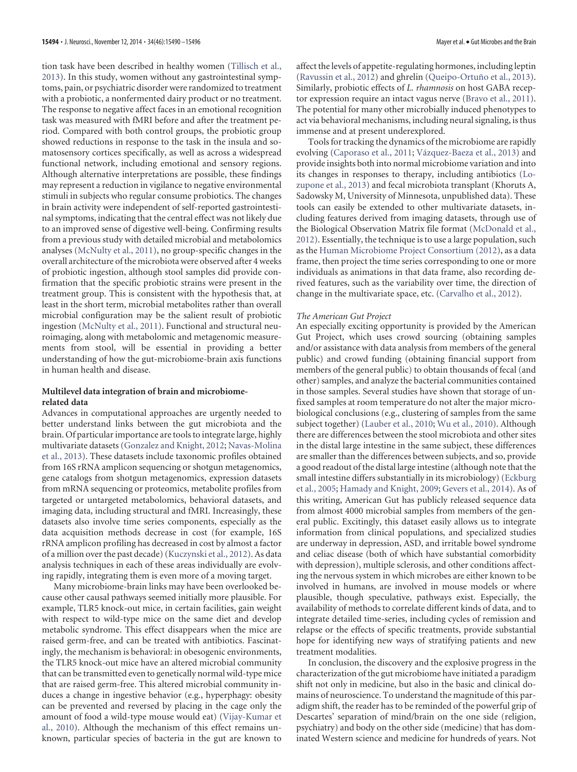tion task have been described in healthy women (Tillisch et al., 2013). In this study, women without any gastrointestinal symptoms, pain, or psychiatric disorder were randomized to treatment with a probiotic, a nonfermented dairy product or no treatment. The response to negative affect faces in an emotional recognition task was measured with fMRI before and after the treatment period. Compared with both control groups, the probiotic group showed reductions in response to the task in the insula and somatosensory cortices specifically, as well as across a widespread functional network, including emotional and sensory regions. Although alternative interpretations are possible, these findings may represent a reduction in vigilance to negative environmental stimuli in subjects who regular consume probiotics. The changes in brain activity were independent of self-reported gastrointestinal symptoms, indicating that the central effect was not likely due to an improved sense of digestive well-being. Confirming results from a previous study with detailed microbial and metabolomics analyses (McNulty et al., 2011), no group-specific changes in the overall architecture of the microbiota were observed after 4 weeks of probiotic ingestion, although stool samples did provide confirmation that the specific probiotic strains were present in the treatment group. This is consistent with the hypothesis that, at least in the short term, microbial metabolites rather than overall microbial configuration may be the salient result of probiotic ingestion (McNulty et al., 2011). Functional and structural neuroimaging, along with metabolomic and metagenomic measurements from stool, will be essential in providing a better understanding of how the gut-microbiome-brain axis functions in human health and disease.

**Multilevel data integration of brain and microbiome-related data**

Advances in computational approaches are urgently needed to better understand links between the gut microbiota and the brain. Of particular importance are tools to integrate large, highly multivariate datasets (Gonzalez and Knight, 2012; Navas-Molina et al., 2013). These datasets include taxonomic profiles obtained from 16S rRNA amplicon sequencing or shotgun metagenomics, gene catalogs from shotgun metagenomics, expression datasets from mRNA sequencing or proteomics, metabolite profiles from targeted or untargeted metabolomics, behavioral datasets, and imaging data, including structural and fMRI. Increasingly, these datasets also involve time series components, especially as the data acquisition methods decrease in cost (for example, 16S rRNA amplicon profiling has decreased in cost by almost a factor of a million over the past decade) (Kuczynski et al., 2012). As data analysis techniques in each of these areas individually are evolving rapidly, integrating them is even more of a moving target.

Many microbiome-brain links may have been overlooked because other causal pathways seemed initially more plausible. For example, TLR5 knock-out mice, in certain facilities, gain weight with respect to wild-type mice on the same diet and develop metabolic syndrome. This effect disappears when the mice are raised germ-free, and can be treated with antibiotics. Fascinatingly, the mechanism is behavioral: in obesogenic environments, the TLR5 knock-out mice have an altered microbial community that can be transmitted even to genetically normal wild-type mice that are raised germ-free. This altered microbial community induces a change in ingestive behavior (e.g., hyperphagy: obesity can be prevented and reversed by placing in the cage only the amount of food a wild-type mouse would eat) (Vijay-Kumar et al., 2010). Although the mechanism of this effect remains unknown, particular species of bacteria in the gut are known to affect the levels of appetite-regulating hormones, including leptin (Ravussin et al., 2012) and ghrelin (Queipo-Ortuño et al., 2013). Similarly, probiotic effects of *L. rhamnosis* on host GABA receptor expression require an intact vagus nerve (Bravo et al., 2011). The potential for many other microbially induced phenotypes to act via behavioral mechanisms, including neural signaling, is thus immense and at present underexplored.

Tools for tracking the dynamics of the microbiome are rapidly evolving (Caporaso et al., 2011; Vázquez-Baeza et al., 2013) and provide insights both into normal microbiome variation and into its changes in responses to therapy, including antibiotics (Lozupone et al., 2013) and fecal microbiota transplant (Khoruts A, Sadowsky M, University of Minnesota, unpublished data). These tools can easily be extended to other multivariate datasets, including features derived from imaging datasets, through use of the Biological Observation Matrix file format (McDonald et al., 2012). Essentially, the technique is to use a large population, such as the Human Microbiome Project Consortium (2012), as a data frame, then project the time series corresponding to one or more individuals as animations in that data frame, also recording derived features, such as the variability over time, the direction of change in the multivariate space, etc. (Carvalho et al., 2012).

*The American Gut Project*

An especially exciting opportunity is provided by the American Gut Project, which uses crowd sourcing (obtaining samples and/or assistance with data analysis from members of the general public) and crowd funding (obtaining financial support from members of the general public) to obtain thousands of fecal (and other) samples, and analyze the bacterial communities contained in those samples. Several studies have shown that storage of unfixed samples at room temperature do not alter the major microbiological conclusions (e.g., clustering of samples from the same subject together) (Lauber et al., 2010; Wu et al., 2010). Although there are differences between the stool microbiota and other sites in the distal large intestine in the same subject, these differences are smaller than the differences between subjects, and so, provide a good readout of the distal large intestine (although note that the small intestine differs substantially in its microbiology) (Eckburg et al., 2005; Hamady and Knight, 2009; Gevers et al., 2014). As of this writing, American Gut has publicly released sequence data from almost 4000 microbial samples from members of the general public. Excitingly, this dataset easily allows us to integrate information from clinical populations, and specialized studies are underway in depression, ASD, and irritable bowel syndrome and celiac disease (both of which have substantial comorbidity with depression), multiple sclerosis, and other conditions affecting the nervous system in which microbes are either known to be involved in humans, are involved in mouse models or where plausible, though speculative, pathways exist. Especially, the availability of methods to correlate different kinds of data, and to integrate detailed time-series, including cycles of remission and relapse or the effects of specific treatments, provide substantial hope for identifying new ways of stratifying patients and new treatment modalities.

In conclusion, the discovery and the explosive progress in the characterization of the gut microbiome have initiated a paradigm shift not only in medicine, but also in the basic and clinical domains of neuroscience. To understand the magnitude of this paradigm shift, the reader has to be reminded of the powerful grip of Descartes' separation of mind/brain on the one side (religion, psychiatry) and body on the other side (medicine) that has dominated Western science and medicine for hundreds of years. Not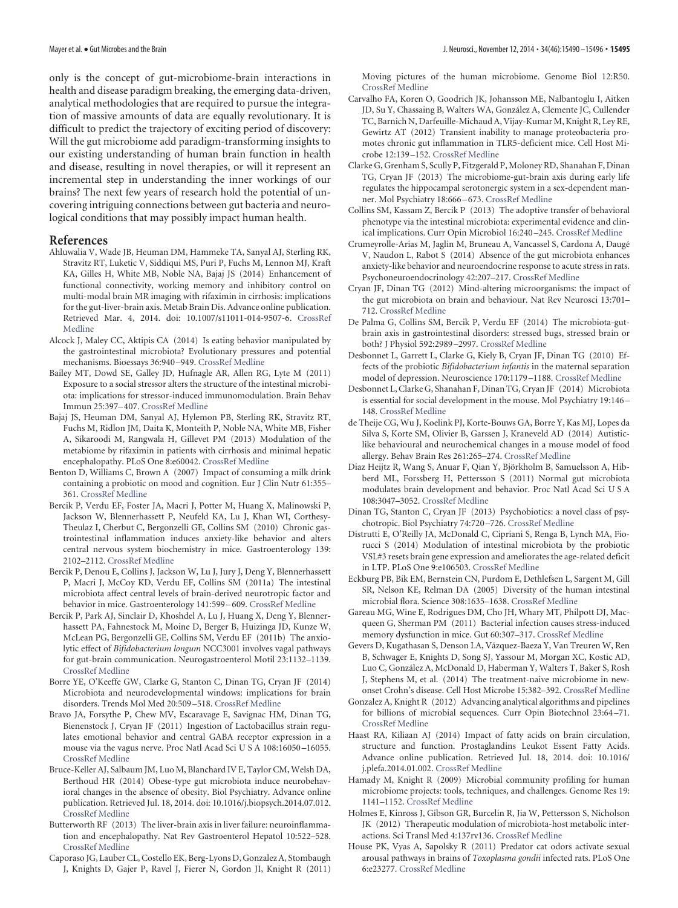only is the concept of gut-microbiome-brain interactions in health and disease paradigm breaking, the emerging data-driven, analytical methodologies that are required to pursue the integration of massive amounts of data are equally revolutionary. It is difficult to predict the trajectory of exciting period of discovery: Will the gut microbiome add paradigm-transforming insights to our existing understanding of human brain function in health and disease, resulting in novel therapies, or will it represent an incremental step in understanding the inner workings of our brains? The next few years of research hold the potential of uncovering intriguing connections between gut bacteria and neurological conditions that may possibly impact human health.

## References

Ahluwalia V, Wade JB, Heuman DM, Hammeke TA, Sanyal AJ, Sterling RK, Stravitz RT, Luketic V, Siddiqui MS, Puri P, Fuchs M, Lennon MJ, Kraft KA, Gilles H, White MB, Noble NA, Bajaj JS (2014) Enhancement of functional connectivity, working memory and inhibitory control on multi-modal brain MR imaging with rifaximin in cirrhosis: implications for the gut-liver-brain axis. Metab Brain Dis. Advance online publication. Retrieved Mar. 4, 2014. doi: 10.1007/s11011-014-9507-6. CrossRef Medline

Alcock J, Maley CC, Aktipis CA (2014) Is eating behavior manipulated by the gastrointestinal microbiota? Evolutionary pressures and potential mechanisms. Bioessays 36:940–949. CrossRef Medline

Bailey MT, Dowd SE, Galley JD, Hufnagle AR, Allen RG, Lyte M (2011) Exposure to a social stressor alters the structure of the intestinal microbiota: implications for stressor-induced immunomodulation. Brain Behav Immun 25:397–407. CrossRef Medline

Bajaj JS, Heuman DM, Sanyal AJ, Hylemon PB, Sterling RK, Stravitz RT, Fuchs M, Ridlon JM, Daita K, Monteith P, Noble NA, White MB, Fisher A, Sikaroodi M, Rangwala H, Gillevet PM (2013) Modulation of the metabiome by rifaximin in patients with cirrhosis and minimal hepatic encephalopathy. PLoS One 8:e60042. CrossRef Medline

Benton D, Williams C, Brown A (2007) Impact of consuming a milk drink containing a probiotic on mood and cognition. Eur J Clin Nutr 61:355–361. CrossRef Medline

Bercik P, Verdu EF, Foster JA, Macri J, Potter M, Huang X, Malinowski P, Jackson W, Blennerhassett P, Neufeld KA, Lu J, Khan WI, Corthesy-Theulaz I, Cherbut C, Bergonzelli GE, Collins SM (2010) Chronic gastrointestinal inflammation induces anxiety-like behavior and alters central nervous system biochemistry in mice. Gastroenterology 139: 2102–2112. CrossRef Medline

Bercik P, Denou E, Collins J, Jackson W, Lu J, Jury J, Deng Y, Blennerhassett P, Macri J, McCoy KD, Verdu EF, Collins SM (2011a) The intestinal microbiota affect central levels of brain-derived neurotropic factor and behavior in mice. Gastroenterology 141:599–609. CrossRef Medline

Bercik P, Park AJ, Sinclair D, Khoshdel A, Lu J, Huang X, Deng Y, Blennerhassett PA, Fahnestock M, Moine D, Berger B, Huizinga JD, Kunze W, McLean PG, Bergonzelli GE, Collins SM, Verdu EF (2011b) The anxiolytic effect of *Bifidobacterium longum* NCC3001 involves vagal pathways for gut-brain communication. Neurogastroenterol Motil 23:1132–1139. CrossRef Medline

Borre YE, O'Keeffe GW, Clarke G, Stanton C, Dinan TG, Cryan JF (2014) Microbiota and neurodevelopmental windows: implications for brain disorders. Trends Mol Med 20:509–518. CrossRef Medline

Bravo JA, Forsythe P, Chew MV, Escaravage E, Savignac HM, Dinan TG, Bienenstock J, Cryan JF (2011) Ingestion of Lactobacillus strain regulates emotional behavior and central GABA receptor expression in a mouse via the vagus nerve. Proc Natl Acad Sci U S A 108:16050–16055. CrossRef Medline

Bruce-Keller AJ, Salbaum JM, Luo M, Blanchard IV E, Taylor CM, Welsh DA, Berthoud HR (2014) Obese-type gut microbiota induce neurobehavioral changes in the absence of obesity. Biol Psychiatry. Advance online publication. Retrieved Jul. 18, 2014. doi: 10.1016/j.biopsych.2014.07.012. CrossRef Medline

Butterworth RF (2013) The liver-brain axis in liver failure: neuroinflammation and encephalopathy. Nat Rev Gastroenterol Hepatol 10:522–528. CrossRef Medline

Caporaso JG, Lauber CL, Costello EK, Berg-Lyons D, Gonzalez A, Stombaugh J, Knights D, Gajer P, Ravel J, Fierer N, Gordon JI, Knight R (2011) Moving pictures of the human microbiome. Genome Biol 12:R50. CrossRef Medline

Carvalho FA, Koren O, Goodrich JK, Johansson ME, Nalbantoglu I, Aitken JD, Su Y, Chassaing B, Walters WA, González A, Clemente JC, Cullender TC, Barnich N, Darfeuille-Michaud A, Vijay-Kumar M, Knight R, Ley RE, Gewirtz AT (2012) Transient inability to manage proteobacteria promotes chronic gut inflammation in TLR5-deficient mice. Cell Host Microbe 12:139–152. CrossRef Medline

Clarke G, Grenham S, Scully P, Fitzgerald P, Moloney RD, Shanahan F, Dinan TG, Cryan JF (2013) The microbiome-gut-brain axis during early life regulates the hippocampal serotonergic system in a sex-dependent manner. Mol Psychiatry 18:666–673. CrossRef Medline

Collins SM, Kassam Z, Bercik P (2013) The adoptive transfer of behavioral phenotype via the intestinal microbiota: experimental evidence and clinical implications. Curr Opin Microbiol 16:240–245. CrossRef Medline

Crumeyrolle-Arias M, Jaglin M, Bruneau A, Vancassel S, Cardona A, Daugé V, Naudon L, Rabot S (2014) Absence of the gut microbiota enhances anxiety-like behavior and neuroendocrine response to acute stress in rats. Psychoneuroendocrinology 42:207–217. CrossRef Medline

Cryan JF, Dinan TG (2012) Mind-altering microorganisms: the impact of the gut microbiota on brain and behaviour. Nat Rev Neurosci 13:701–712. CrossRef Medline

De Palma G, Collins SM, Bercik P, Verdu EF (2014) The microbiota-gut-brain axis in gastrointestinal disorders: stressed bugs, stressed brain or both? J Physiol 592:2989–2997. CrossRef Medline

Desbonnet L, Garrett L, Clarke G, Kiely B, Cryan JF, Dinan TG (2010) Effects of the probiotic *Bifidobacterium infantis* in the maternal separation model of depression. Neuroscience 170:1179–1188. CrossRef Medline

Desbonnet L, Clarke G, Shanahan F, Dinan TG, Cryan JF (2014) Microbiota is essential for social development in the mouse. Mol Psychiatry 19:146–148. CrossRef Medline

de Theije CG, Wu J, Koelink PJ, Korte-Bouws GA, Borre Y, Kas MJ, Lopes da Silva S, Korte SM, Olivier B, Garssen J, Kraneveld AD (2014) Autistic-like behavioural and neurochemical changes in a mouse model of food allergy. Behav Brain Res 261:265–274. CrossRef Medline

Diaz Heijtz R, Wang S, Anuar F, Qian Y, Björkholm B, Samuelsson A, Hibberd ML, Forssberg H, Pettersson S (2011) Normal gut microbiota modulates brain development and behavior. Proc Natl Acad Sci U S A 108:3047–3052. CrossRef Medline

Dinan TG, Stanton C, Cryan JF (2013) Psychobiotics: a novel class of psychotropic. Biol Psychiatry 74:720–726. CrossRef Medline

Distrutti E, O'Reilly JA, McDonald C, Cipriani S, Renga B, Lynch MA, Fiorucci S (2014) Modulation of intestinal microbiota by the probiotic VSL#3 resets brain gene expression and ameliorates the age-related deficit in LTP. PLoS One 9:e106503. CrossRef Medline

Eckburg PB, Bik EM, Bernstein CN, Purdom E, Dethlefsen L, Sargent M, Gill SR, Nelson KE, Relman DA (2005) Diversity of the human intestinal microbial flora. Science 308:1635–1638. CrossRef Medline

Gareau MG, Wine E, Rodrigues DM, Cho JH, Whary MT, Philpott DJ, Macqueen G, Sherman PM (2011) Bacterial infection causes stress-induced memory dysfunction in mice. Gut 60:307–317. CrossRef Medline

Gevers D, Kugathasan S, Denson LA, Vázquez-Baeza Y, Van Treuren W, Ren B, Schwager E, Knights D, Song SJ, Yassour M, Morgan XC, Kostic AD, Luo C, González A, McDonald D, Haberman Y, Walters T, Baker S, Rosh J, Stephens M, et al. (2014) The treatment-naive microbiome in new-onset Crohn's disease. Cell Host Microbe 15:382–392. CrossRef Medline

Gonzalez A, Knight R (2012) Advancing analytical algorithms and pipelines for billions of microbial sequences. Curr Opin Biotechnol 23:64–71. CrossRef Medline

Haast RA, Kiliaan AJ (2014) Impact of fatty acids on brain circulation, structure and function. Prostaglandins Leukot Essent Fatty Acids. Advance online publication. Retrieved Jul. 18, 2014. doi: 10.1016/j.plefa.2014.01.002. CrossRef Medline

Hamady M, Knight R (2009) Microbial community profiling for human microbiome projects: tools, techniques, and challenges. Genome Res 19: 1141–1152. CrossRef Medline

Holmes E, Kinross J, Gibson GR, Burcelin R, Jia W, Pettersson S, Nicholson JK (2012) Therapeutic modulation of microbiota-host metabolic interactions. Sci Transl Med 4:137rv136. CrossRef Medline

House PK, Vyas A, Sapolsky R (2011) Predator cat odors activate sexual arousal pathways in brains of *Toxoplasma gondii* infected rats. PLoS One 6:e23277. CrossRef Medline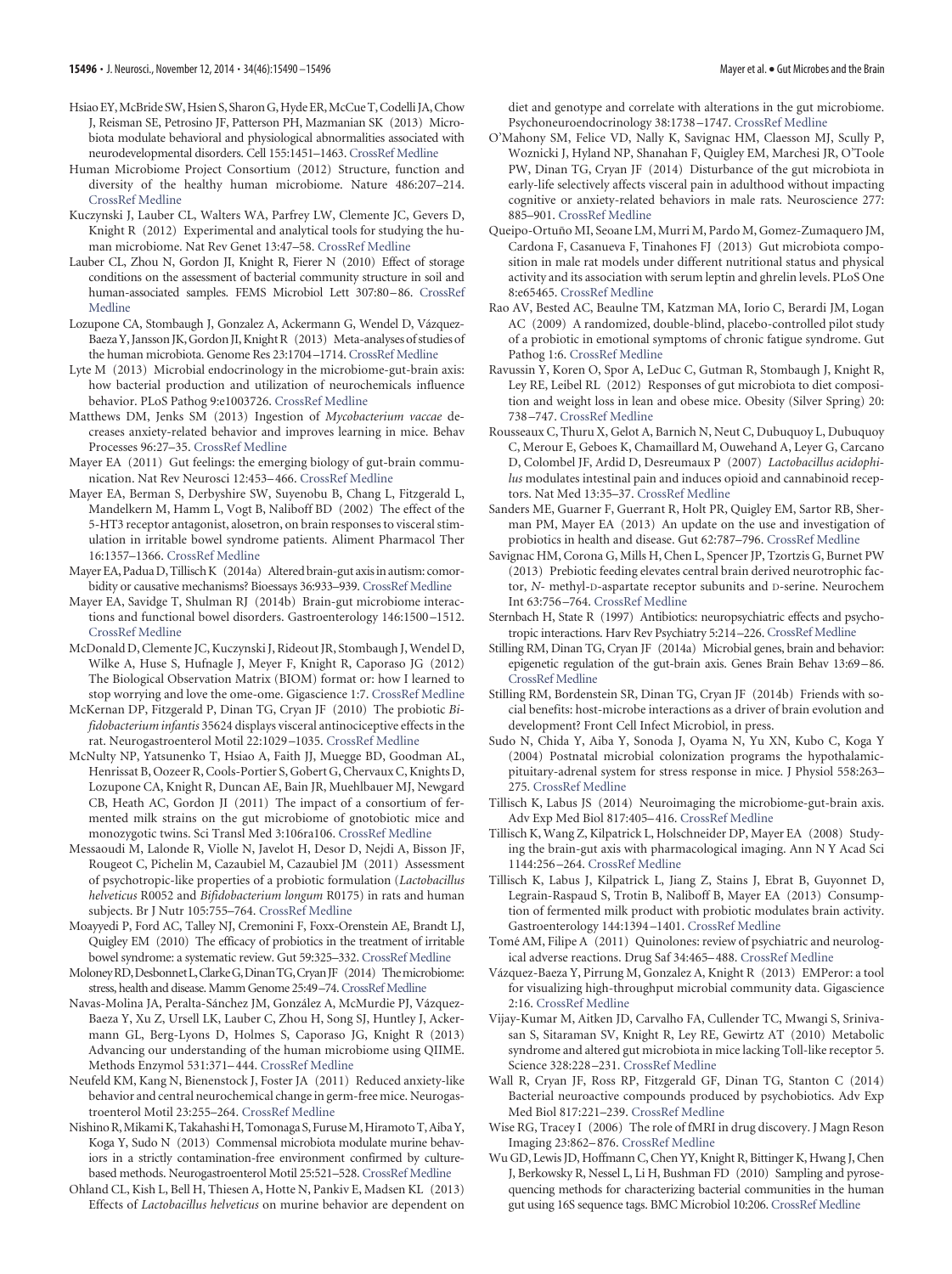Hsiao EY, McBride SW, Hsien S, Sharon G, Hyde ER, McCue T, Codelli JA, Chow J, Reisman SE, Petrosino JF, Patterson PH, Mazmanian SK (2013) Microbiota modulate behavioral and physiological abnormalities associated with neurodevelopmental disorders. Cell 155:1451–1463. CrossRef Medline

Human Microbiome Project Consortium (2012) Structure, function and diversity of the healthy human microbiome. Nature 486:207–214. CrossRef Medline

Kuczynski J, Lauber CL, Walters WA, Parfrey LW, Clemente JC, Gevers D, Knight R (2012) Experimental and analytical tools for studying the human microbiome. Nat Rev Genet 13:47–58. CrossRef Medline

Lauber CL, Zhou N, Gordon JI, Knight R, Fierer N (2010) Effect of storage conditions on the assessment of bacterial community structure in soil and human-associated samples. FEMS Microbiol Lett 307:80–86. CrossRef Medline

Lozupone CA, Stombaugh J, Gonzalez A, Ackermann G, Wendel D, Vázquez-Baeza Y, Jansson JK, Gordon JI, Knight R (2013) Meta-analyses of studies of the human microbiota. Genome Res 23:1704–1714. CrossRef Medline

Lyte M (2013) Microbial endocrinology in the microbiome-gut-brain axis: how bacterial production and utilization of neurochemicals influence behavior. PLoS Pathog 9:e1003726. CrossRef Medline

Matthews DM, Jenks SM (2013) Ingestion of *Mycobacterium vaccae* decreases anxiety-related behavior and improves learning in mice. Behav Processes 96:27–35. CrossRef Medline

Mayer EA (2011) Gut feelings: the emerging biology of gut-brain communication. Nat Rev Neurosci 12:453–466. CrossRef Medline

Mayer EA, Berman S, Derbyshire SW, Suyenobu B, Chang L, Fitzgerald L, Mandelkern M, Hamm L, Vogt B, Naliboff BD (2002) The effect of the 5-HT3 receptor antagonist, alosetron, on brain responses to visceral stimulation in irritable bowel syndrome patients. Aliment Pharmacol Ther 16:1357–1366. CrossRef Medline

Mayer EA, Padua D, Tillisch K (2014a) Altered brain-gut axis in autism: comorbidity or causative mechanisms? Bioessays 36:933–939. CrossRef Medline

Mayer EA, Savidge T, Shulman RJ (2014b) Brain-gut microbiome interactions and functional bowel disorders. Gastroenterology 146:1500–1512. CrossRef Medline

McDonald D, Clemente JC, Kuczynski J, Rideout JR, Stombaugh J, Wendel D, Wilke A, Huse S, Hufnagle J, Meyer F, Knight R, Caporaso JG (2012) The Biological Observation Matrix (BIOM) format or: how I learned to stop worrying and love the ome-ome. Gigascience 1:7. CrossRef Medline

McKernan DP, Fitzgerald P, Dinan TG, Cryan JF (2010) The probiotic *Bifidobacterium infantis* 35624 displays visceral antinociceptive effects in the rat. Neurogastroenterol Motil 22:1029–1035. CrossRef Medline

McNulty NP, Yatsunenko T, Hsiao A, Faith JJ, Muegge BD, Goodman AL, Henrissat B, Oozeer R, Cools-Portier S, Gobert G, Chervaux C, Knights D, Lozupone CA, Knight R, Duncan AE, Bain JR, Muehlbauer MJ, Newgard CB, Heath AC, Gordon JI (2011) The impact of a consortium of fermented milk strains on the gut microbiome of gnotobiotic mice and monozygotic twins. Sci Transl Med 3:106ra106. CrossRef Medline

Messaoudi M, Lalonde R, Violle N, Javelot H, Desor D, Nejdi A, Bisson JF, Rougeot C, Pichelin M, Cazaubiel M, Cazaubiel JM (2011) Assessment of psychotropic-like properties of a probiotic formulation (*Lactobacillus helveticus* R0052 and *Bifidobacterium longum* R0175) in rats and human subjects. Br J Nutr 105:755–764. CrossRef Medline

Moayyedi P, Ford AC, Talley NJ, Cremonini F, Foxx-Orenstein AE, Brandt LJ, Quigley EM (2010) The efficacy of probiotics in the treatment of irritable bowel syndrome: a systematic review. Gut 59:325–332. CrossRef Medline

Moloney RD, Desbonnet L, Clarke G, Dinan TG, Cryan JF (2014) The microbiome: stress, health and disease. Mamm Genome 25:49–74. CrossRef Medline

Navas-Molina JA, Peralta-Sánchez JM, González A, McMurdie PJ, Vázquez-Baeza Y, Xu Z, Ursell LK, Lauber C, Zhou H, Song SJ, Huntley J, Ackermann GL, Berg-Lyons D, Holmes S, Caporaso JG, Knight R (2013) Advancing our understanding of the human microbiome using QIIME. Methods Enzymol 531:371–444. CrossRef Medline

Neufeld KM, Kang N, Bienenstock J, Foster JA (2011) Reduced anxiety-like behavior and central neurochemical change in germ-free mice. Neurogastroenterol Motil 23:255–264. CrossRef Medline

Nishino R, Mikami K, Takahashi H, Tomonaga S, Furuse M, Hiramoto T, Aiba Y, Koga Y, Sudo N (2013) Commensal microbiota modulate murine behaviors in a strictly contamination-free environment confirmed by culture-based methods. Neurogastroenterol Motil 25:521–528. CrossRef Medline

Ohland CL, Kish L, Bell H, Thiesen A, Hotte N, Pankiv E, Madsen KL (2013) Effects of *Lactobacillus helveticus* on murine behavior are dependent on diet and genotype and correlate with alterations in the gut microbiome. Psychoneuroendocrinology 38:1738–1747. CrossRef Medline

O'Mahony SM, Felice VD, Nally K, Savignac HM, Claesson MJ, Scully P, Woznicki J, Hyland NP, Shanahan F, Quigley EM, Marchesi JR, O'Toole PW, Dinan TG, Cryan JF (2014) Disturbance of the gut microbiota in early-life selectively affects visceral pain in adulthood without impacting cognitive or anxiety-related behaviors in male rats. Neuroscience 277: 885–901. CrossRef Medline

Queipo-Ortuño MI, Seoane LM, Murri M, Pardo M, Gomez-Zumaquero JM, Cardona F, Casanueva F, Tinahones FJ (2013) Gut microbiota composition in male rat models under different nutritional status and physical activity and its association with serum leptin and ghrelin levels. PLoS One 8:e65465. CrossRef Medline

Rao AV, Bested AC, Beaulne TM, Katzman MA, Iorio C, Berardi JM, Logan AC (2009) A randomized, double-blind, placebo-controlled pilot study of a probiotic in emotional symptoms of chronic fatigue syndrome. Gut Pathog 1:6. CrossRef Medline

Ravussin Y, Koren O, Spor A, LeDuc C, Gutman R, Stombaugh J, Knight R, Ley RE, Leibel RL (2012) Responses of gut microbiota to diet composition and weight loss in lean and obese mice. Obesity (Silver Spring) 20: 738–747. CrossRef Medline

Rousseaux C, Thuru X, Gelot A, Barnich N, Neut C, Dubuquoy L, Dubuquoy C, Merour E, Geboes K, Chamaillard M, Ouwehand A, Leyer G, Carcano D, Colombel JF, Ardid D, Desreumaux P (2007) *Lactobacillus acidophilus* modulates intestinal pain and induces opioid and cannabinoid receptors. Nat Med 13:35–37. CrossRef Medline

Sanders ME, Guarner F, Guerrant R, Holt PR, Quigley EM, Sartor RB, Sherman PM, Mayer EA (2013) An update on the use and investigation of probiotics in health and disease. Gut 62:787–796. CrossRef Medline

Savignac HM, Corona G, Mills H, Chen L, Spencer JP, Tzortzis G, Burnet PW (2013) Prebiotic feeding elevates central brain derived neurotrophic factor, *N*- methyl-D-aspartate receptor subunits and D-serine. Neurochem Int 63:756–764. CrossRef Medline

Sternbach H, State R (1997) Antibiotics: neuropsychiatric effects and psychotropic interactions. Harv Rev Psychiatry 5:214–226. CrossRef Medline

Stilling RM, Dinan TG, Cryan JF (2014a) Microbial genes, brain and behavior: epigenetic regulation of the gut-brain axis. Genes Brain Behav 13:69–86. CrossRef Medline

Stilling RM, Bordenstein SR, Dinan TG, Cryan JF (2014b) Friends with social benefits: host-microbe interactions as a driver of brain evolution and development? Front Cell Infect Microbiol, in press.

Sudo N, Chida Y, Aiba Y, Sonoda J, Oyama N, Yu XN, Kubo C, Koga Y (2004) Postnatal microbial colonization programs the hypothalamic-pituitary-adrenal system for stress response in mice. J Physiol 558:263–275. CrossRef Medline

Tillisch K, Labus JS (2014) Neuroimaging the microbiome-gut-brain axis. Adv Exp Med Biol 817:405–416. CrossRef Medline

Tillisch K, Wang Z, Kilpatrick L, Holschneider DP, Mayer EA (2008) Studying the brain-gut axis with pharmacological imaging. Ann N Y Acad Sci 1144:256–264. CrossRef Medline

Tillisch K, Labus J, Kilpatrick L, Jiang Z, Stains J, Ebrat B, Guyonnet D, Legrain-Raspaud S, Trotin B, Naliboff B, Mayer EA (2013) Consumption of fermented milk product with probiotic modulates brain activity. Gastroenterology 144:1394–1401. CrossRef Medline

Tomé AM, Filipe A (2011) Quinolones: review of psychiatric and neurological adverse reactions. Drug Saf 34:465–488. CrossRef Medline

Vázquez-Baeza Y, Pirrung M, Gonzalez A, Knight R (2013) EMPeror: a tool for visualizing high-throughput microbial community data. Gigascience 2:16. CrossRef Medline

Vijay-Kumar M, Aitken JD, Carvalho FA, Cullender TC, Mwangi S, Srinivasan S, Sitaraman SV, Knight R, Ley RE, Gewirtz AT (2010) Metabolic syndrome and altered gut microbiota in mice lacking Toll-like receptor 5. Science 328:228–231. CrossRef Medline

Wall R, Cryan JF, Ross RP, Fitzgerald GF, Dinan TG, Stanton C (2014) Bacterial neuroactive compounds produced by psychobiotics. Adv Exp Med Biol 817:221–239. CrossRef Medline

Wise RG, Tracey I (2006) The role of fMRI in drug discovery. J Magn Reson Imaging 23:862–876. CrossRef Medline

Wu GD, Lewis JD, Hoffmann C, Chen YY, Knight R, Bittinger K, Hwang J, Chen J, Berkowsky R, Nessel L, Li H, Bushman FD (2010) Sampling and pyrosequencing methods for characterizing bacterial communities in the human gut using 16S sequence tags. BMC Microbiol 10:206. CrossRef Medline